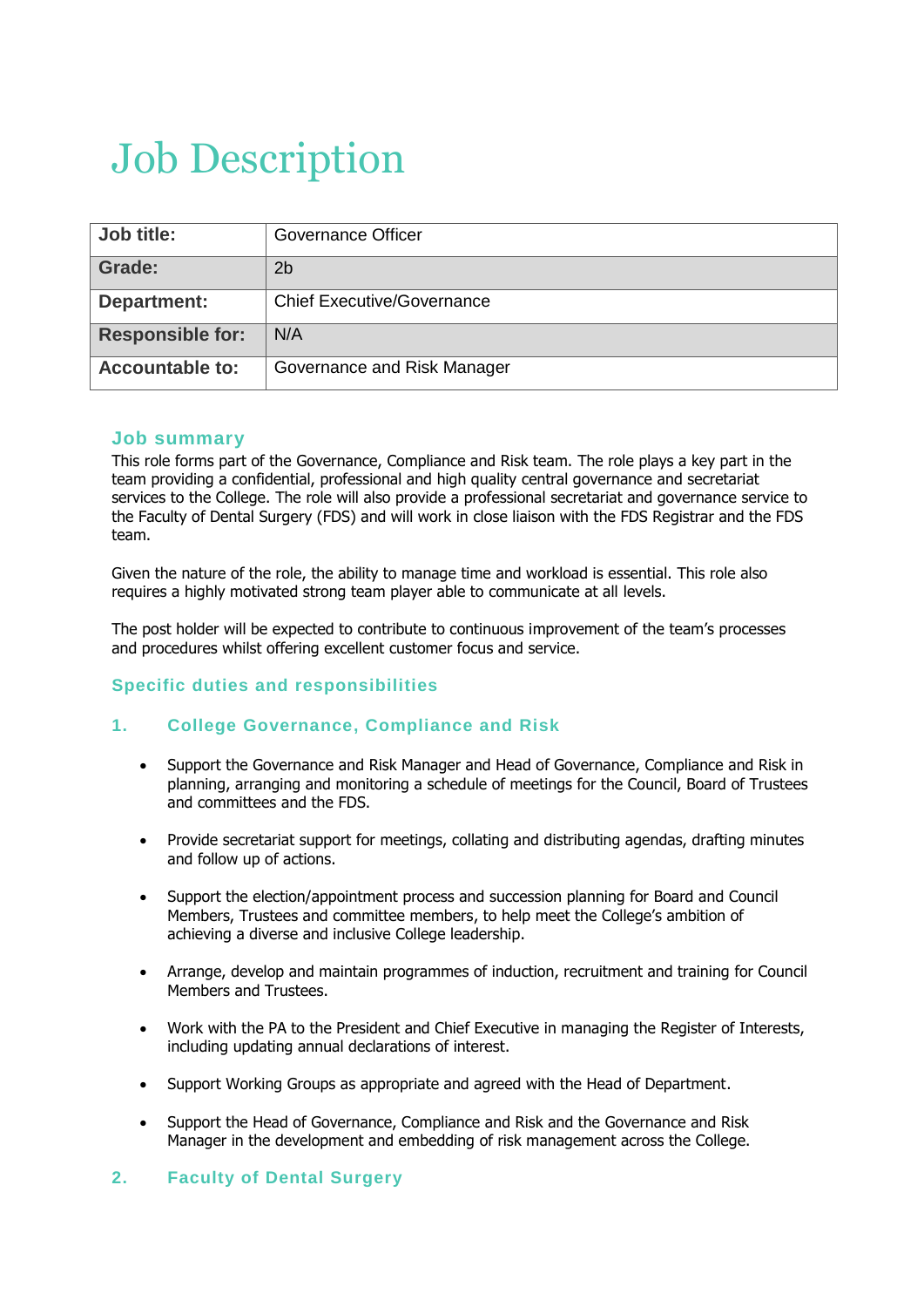# Job Description

| Job title: | Governance Officer |
|---|---|
| Grade: | 2b |
| Department: | Chief Executive/Governance |
| Responsible for: | N/A |
| Accountable to: | Governance and Risk Manager |

## Job summary

This role forms part of the Governance, Compliance and Risk team. The role plays a key part in the team providing a confidential, professional and high quality central governance and secretariat services to the College. The role will also provide a professional secretariat and governance service to the Faculty of Dental Surgery (FDS) and will work in close liaison with the FDS Registrar and the FDS team.

Given the nature of the role, the ability to manage time and workload is essential. This role also requires a highly motivated strong team player able to communicate at all levels.

The post holder will be expected to contribute to continuous improvement of the team's processes and procedures whilst offering excellent customer focus and service.

## Specific duties and responsibilities

### 1. College Governance, Compliance and Risk

- Support the Governance and Risk Manager and Head of Governance, Compliance and Risk in planning, arranging and monitoring a schedule of meetings for the Council, Board of Trustees and committees and the FDS.
- Provide secretariat support for meetings, collating and distributing agendas, drafting minutes and follow up of actions.
- Support the election/appointment process and succession planning for Board and Council Members, Trustees and committee members, to help meet the College's ambition of achieving a diverse and inclusive College leadership.
- Arrange, develop and maintain programmes of induction, recruitment and training for Council Members and Trustees.
- Work with the PA to the President and Chief Executive in managing the Register of Interests, including updating annual declarations of interest.
- Support Working Groups as appropriate and agreed with the Head of Department.
- Support the Head of Governance, Compliance and Risk and the Governance and Risk Manager in the development and embedding of risk management across the College.

### 2. Faculty of Dental Surgery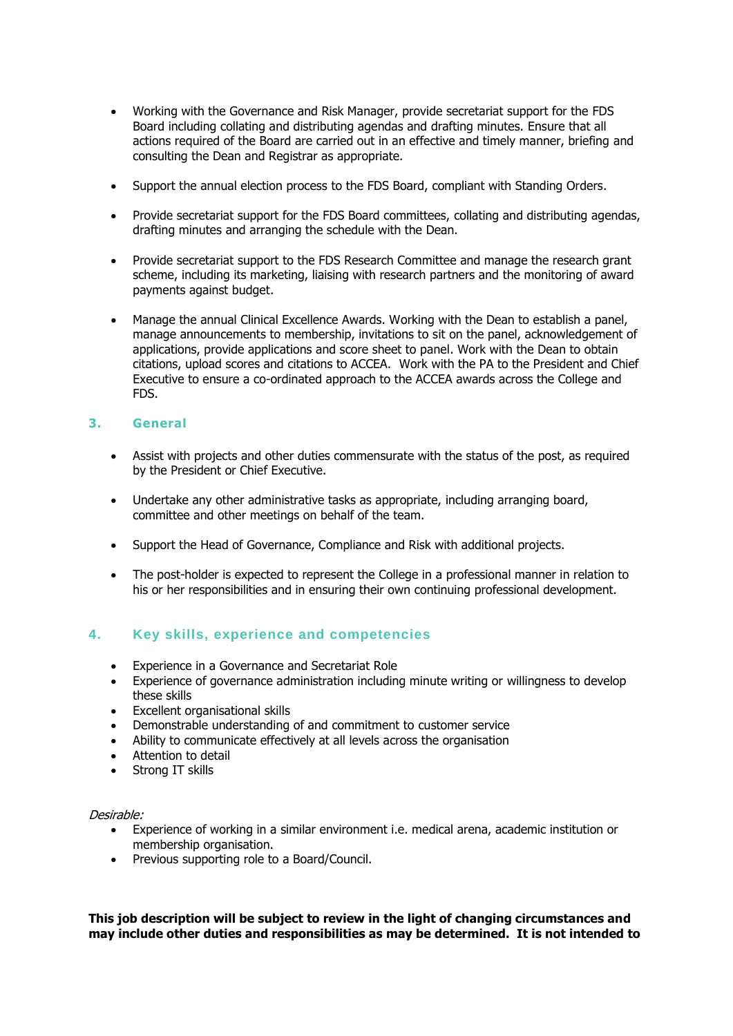- Working with the Governance and Risk Manager, provide secretariat support for the FDS Board including collating and distributing agendas and drafting minutes. Ensure that all actions required of the Board are carried out in an effective and timely manner, briefing and consulting the Dean and Registrar as appropriate.

- Support the annual election process to the FDS Board, compliant with Standing Orders.

- Provide secretariat support for the FDS Board committees, collating and distributing agendas, drafting minutes and arranging the schedule with the Dean.

- Provide secretariat support to the FDS Research Committee and manage the research grant scheme, including its marketing, liaising with research partners and the monitoring of award payments against budget.

- Manage the annual Clinical Excellence Awards. Working with the Dean to establish a panel, manage announcements to membership, invitations to sit on the panel, acknowledgement of applications, provide applications and score sheet to panel. Work with the Dean to obtain citations, upload scores and citations to ACCEA. Work with the PA to the President and Chief Executive to ensure a co-ordinated approach to the ACCEA awards across the College and FDS.

## 3. General

- Assist with projects and other duties commensurate with the status of the post, as required by the President or Chief Executive.

- Undertake any other administrative tasks as appropriate, including arranging board, committee and other meetings on behalf of the team.

- Support the Head of Governance, Compliance and Risk with additional projects.

- The post-holder is expected to represent the College in a professional manner in relation to his or her responsibilities and in ensuring their own continuing professional development.

## 4. Key skills, experience and competencies

- Experience in a Governance and Secretariat Role
- Experience of governance administration including minute writing or willingness to develop these skills
- Excellent organisational skills
- Demonstrable understanding of and commitment to customer service
- Ability to communicate effectively at all levels across the organisation
- Attention to detail
- Strong IT skills

*Desirable:*

- Experience of working in a similar environment i.e. medical arena, academic institution or membership organisation.
- Previous supporting role to a Board/Council.

**This job description will be subject to review in the light of changing circumstances and may include other duties and responsibilities as may be determined. It is not intended to**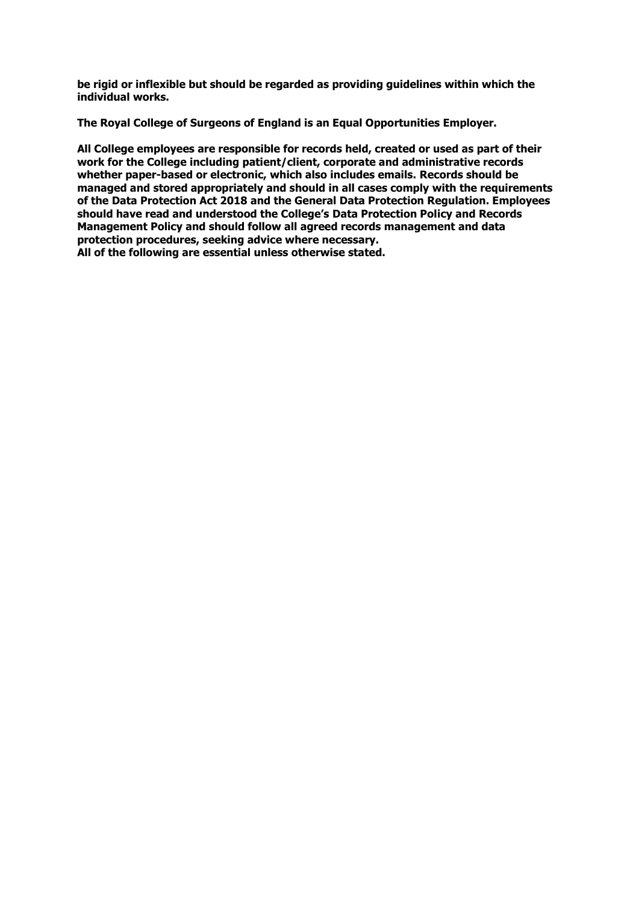**be rigid or inflexible but should be regarded as providing guidelines within which the individual works.**

**The Royal College of Surgeons of England is an Equal Opportunities Employer.**

**All College employees are responsible for records held, created or used as part of their work for the College including patient/client, corporate and administrative records whether paper-based or electronic, which also includes emails. Records should be managed and stored appropriately and should in all cases comply with the requirements of the Data Protection Act 2018 and the General Data Protection Regulation. Employees should have read and understood the College's Data Protection Policy and Records Management Policy and should follow all agreed records management and data protection procedures, seeking advice where necessary.**
**All of the following are essential unless otherwise stated.**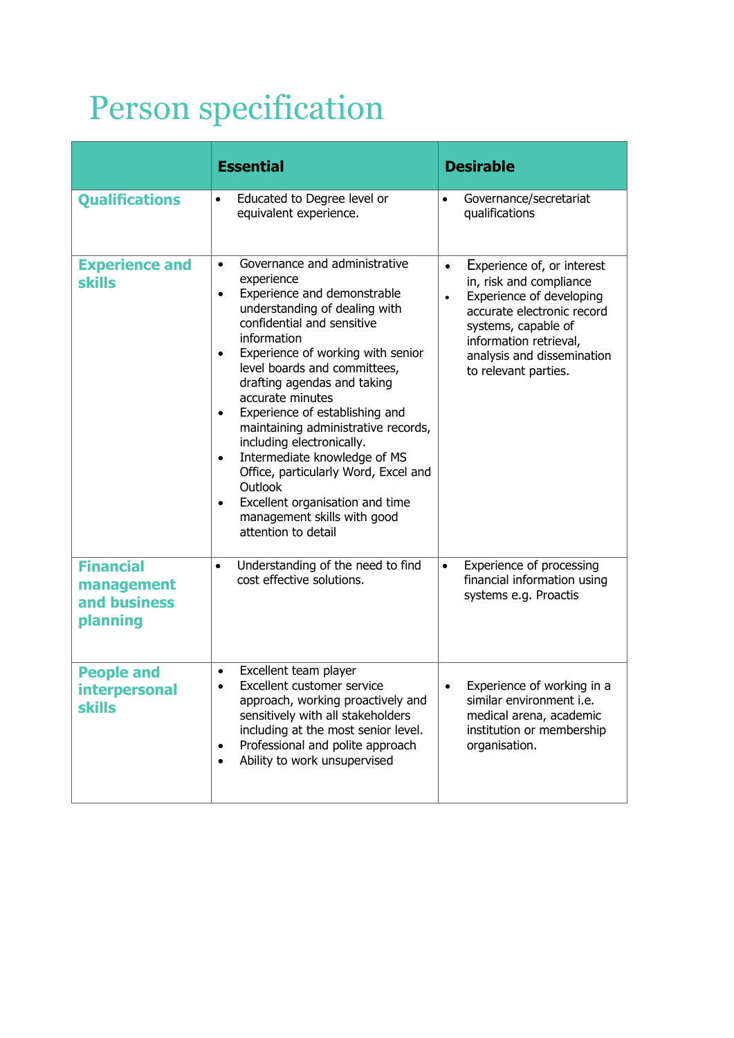# Person specification

| | Essential | Desirable |
|---|---|---|
| **Qualifications** | • Educated to Degree level or equivalent experience. | • Governance/secretariat qualifications |
| **Experience and skills** | • Governance and administrative experience<br>• Experience and demonstrable understanding of dealing with confidential and sensitive information<br>• Experience of working with senior level boards and committees, drafting agendas and taking accurate minutes<br>• Experience of establishing and maintaining administrative records, including electronically.<br>• Intermediate knowledge of MS Office, particularly Word, Excel and Outlook<br>• Excellent organisation and time management skills with good attention to detail | • Experience of, or interest in, risk and compliance<br>• Experience of developing accurate electronic record systems, capable of information retrieval, analysis and dissemination to relevant parties. |
| **Financial management and business planning** | • Understanding of the need to find cost effective solutions. | • Experience of processing financial information using systems e.g. Proactis |
| **People and interpersonal skills** | • Excellent team player<br>• Excellent customer service approach, working proactively and sensitively with all stakeholders including at the most senior level.<br>• Professional and polite approach<br>• Ability to work unsupervised | • Experience of working in a similar environment i.e. medical arena, academic institution or membership organisation. |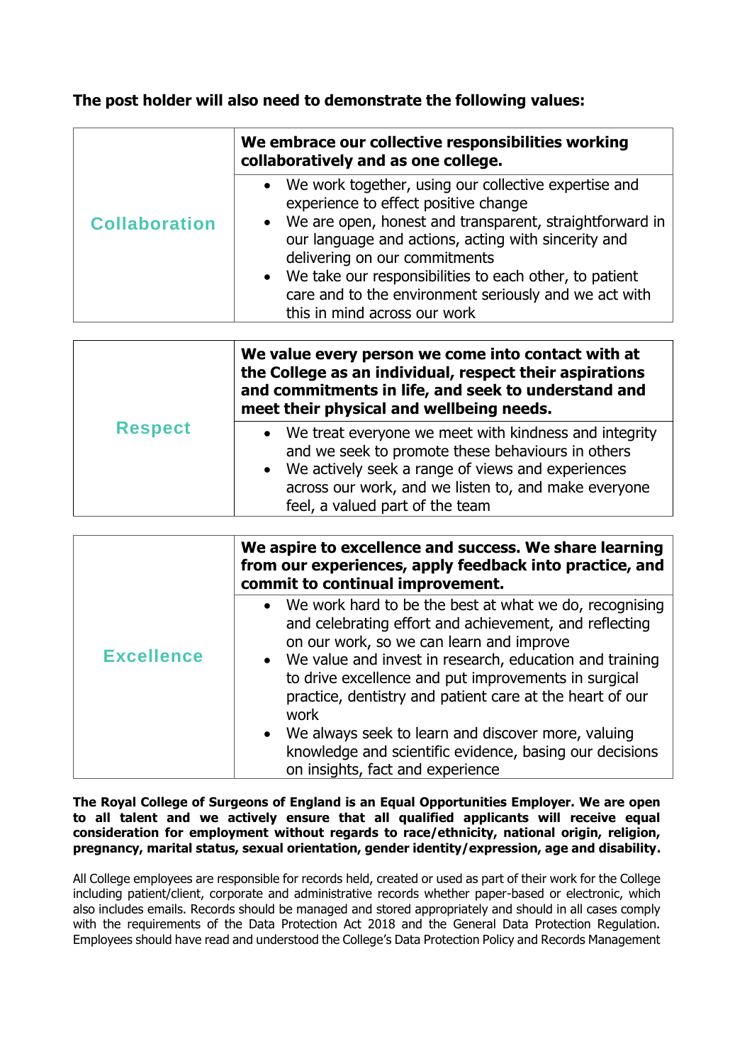**The post holder will also need to demonstrate the following values:**

| | |
|---|---|
| **Collaboration** | **We embrace our collective responsibilities working collaboratively and as one college.** |
| | • We work together, using our collective expertise and experience to effect positive change<br>• We are open, honest and transparent, straightforward in our language and actions, acting with sincerity and delivering on our commitments<br>• We take our responsibilities to each other, to patient care and to the environment seriously and we act with this in mind across our work |

| | |
|---|---|
| **Respect** | **We value every person we come into contact with at the College as an individual, respect their aspirations and commitments in life, and seek to understand and meet their physical and wellbeing needs.** |
| | • We treat everyone we meet with kindness and integrity and we seek to promote these behaviours in others<br>• We actively seek a range of views and experiences across our work, and we listen to, and make everyone feel, a valued part of the team |

| | |
|---|---|
| **Excellence** | **We aspire to excellence and success. We share learning from our experiences, apply feedback into practice, and commit to continual improvement.** |
| | • We work hard to be the best at what we do, recognising and celebrating effort and achievement, and reflecting on our work, so we can learn and improve<br>• We value and invest in research, education and training to drive excellence and put improvements in surgical practice, dentistry and patient care at the heart of our work<br>• We always seek to learn and discover more, valuing knowledge and scientific evidence, basing our decisions on insights, fact and experience |

**The Royal College of Surgeons of England is an Equal Opportunities Employer. We are open to all talent and we actively ensure that all qualified applicants will receive equal consideration for employment without regards to race/ethnicity, national origin, religion, pregnancy, marital status, sexual orientation, gender identity/expression, age and disability.**

All College employees are responsible for records held, created or used as part of their work for the College including patient/client, corporate and administrative records whether paper-based or electronic, which also includes emails. Records should be managed and stored appropriately and should in all cases comply with the requirements of the Data Protection Act 2018 and the General Data Protection Regulation. Employees should have read and understood the College's Data Protection Policy and Records Management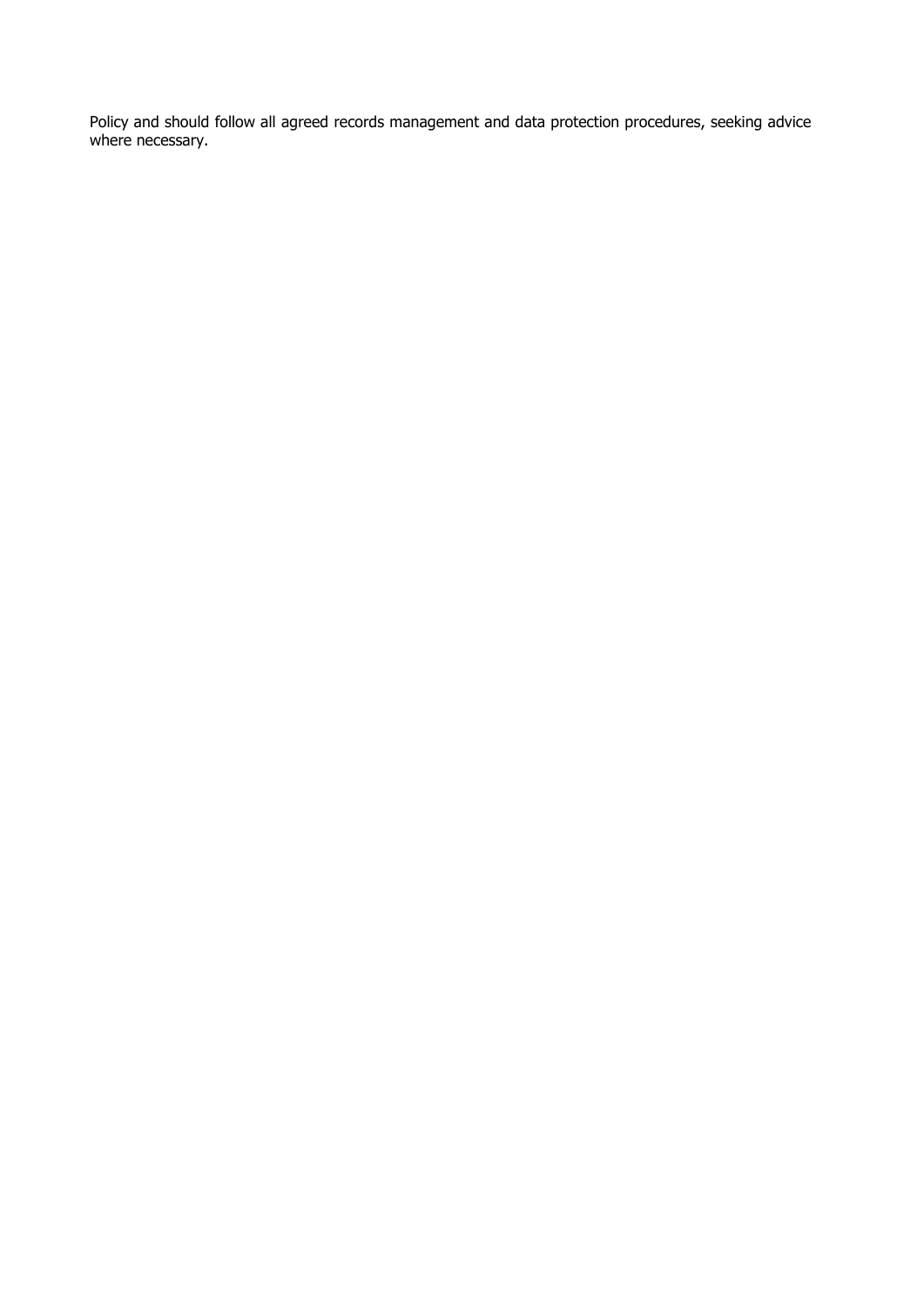Policy and should follow all agreed records management and data protection procedures, seeking advice where necessary.